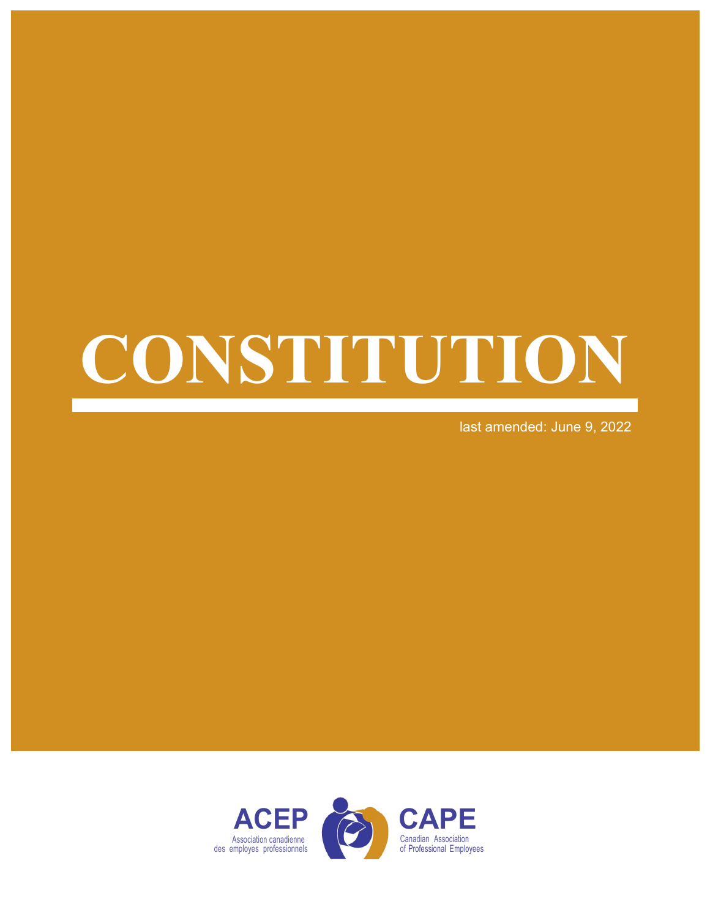# CONSTITUTION

last amended: June 9, 2022

**ACEP**
Association canadienne des employes professionnels

**CAPE**
Canadian Association of Professional Employees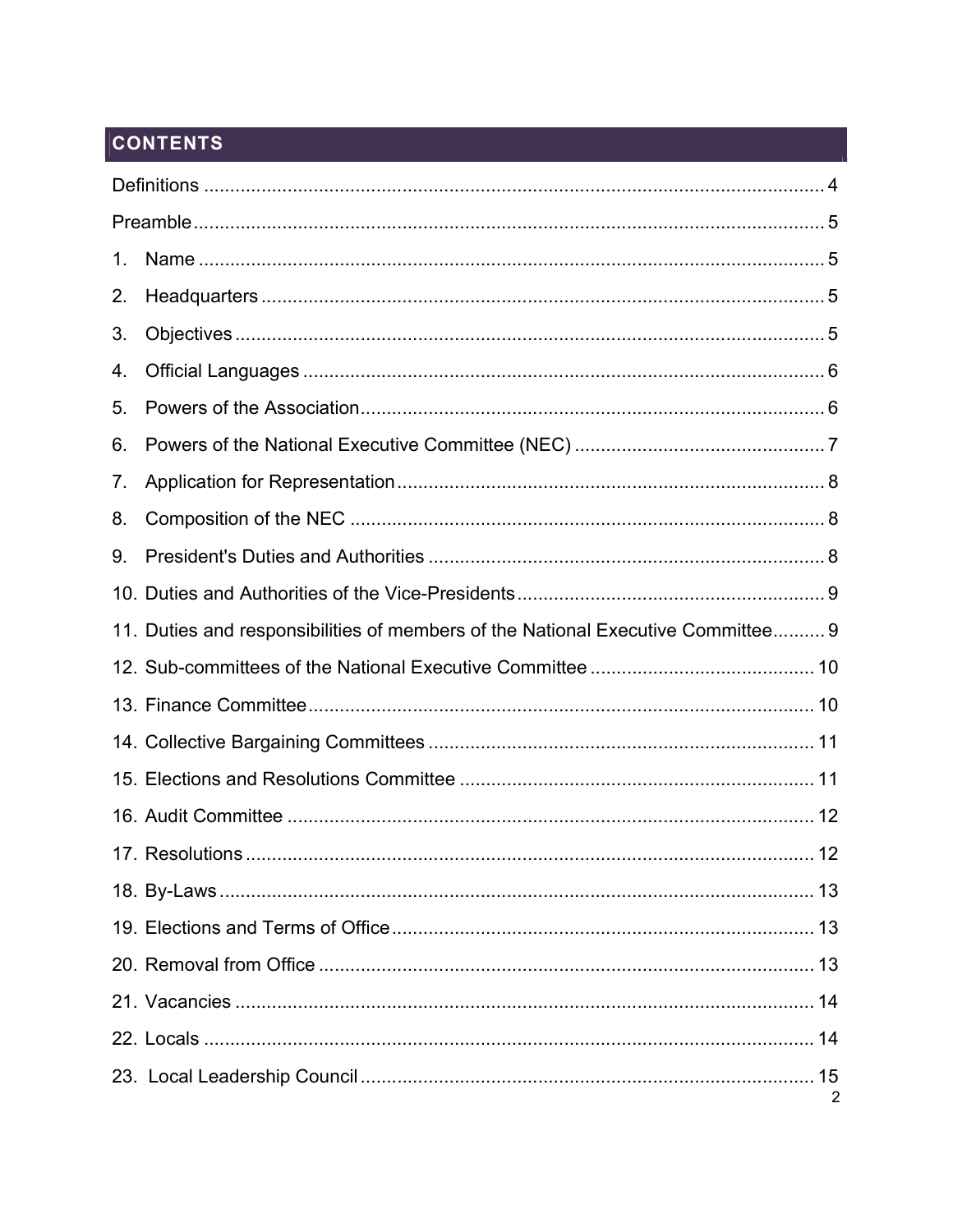## CONTENTS

Definitions ........................................................................................................ 4

Preamble ........................................................................................................... 5

1. Name ........................................................................................................... 5
2. Headquarters ............................................................................................... 5
3. Objectives .................................................................................................... 5
4. Official Languages ....................................................................................... 6
5. Powers of the Association ............................................................................ 6
6. Powers of the National Executive Committee (NEC) ................................... 7
7. Application for Representation ..................................................................... 8
8. Composition of the NEC .............................................................................. 8
9. President's Duties and Authorities ............................................................... 8
10. Duties and Authorities of the Vice-Presidents ............................................ 9
11. Duties and responsibilities of members of the National Executive Committee .......... 9
12. Sub-committees of the National Executive Committee .............................. 10
13. Finance Committee .................................................................................... 10
14. Collective Bargaining Committees ............................................................. 11
15. Elections and Resolutions Committee ....................................................... 11
16. Audit Committee ........................................................................................ 12
17. Resolutions ................................................................................................ 12
18. By-Laws ..................................................................................................... 13
19. Elections and Terms of Office .................................................................... 13
20. Removal from Office .................................................................................. 13
21. Vacancies .................................................................................................. 14
22. Locals ........................................................................................................ 14
23. Local Leadership Council .......................................................................... 15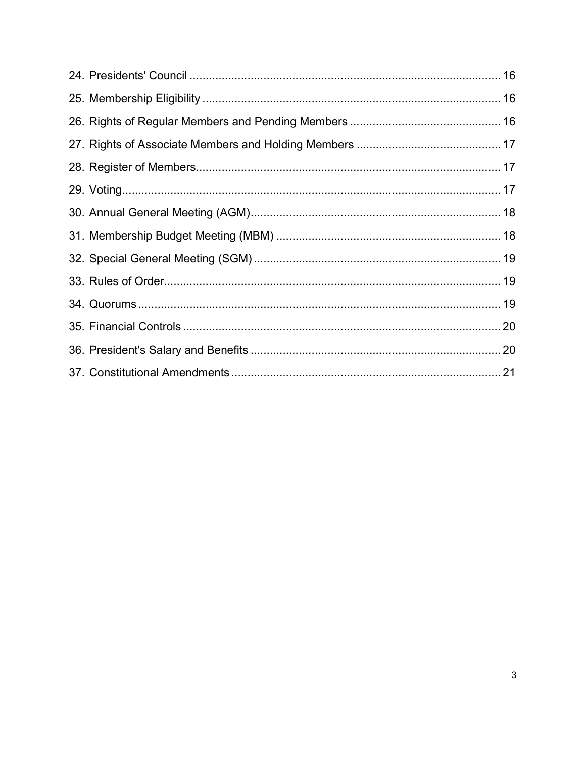24. Presidents' Council ........................................................................................ 16
25. Membership Eligibility ..................................................................................... 16
26. Rights of Regular Members and Pending Members ........................................ 16
27. Rights of Associate Members and Holding Members ...................................... 17
28. Register of Members........................................................................................ 17
29. Voting............................................................................................................... 17
30. Annual General Meeting (AGM)....................................................................... 18
31. Membership Budget Meeting (MBM) ............................................................... 18
32. Special General Meeting (SGM) ...................................................................... 19
33. Rules of Order.................................................................................................. 19
34. Quorums .......................................................................................................... 19
35. Financial Controls ............................................................................................ 20
36. President's Salary and Benefits ....................................................................... 20
37. Constitutional Amendments ............................................................................. 21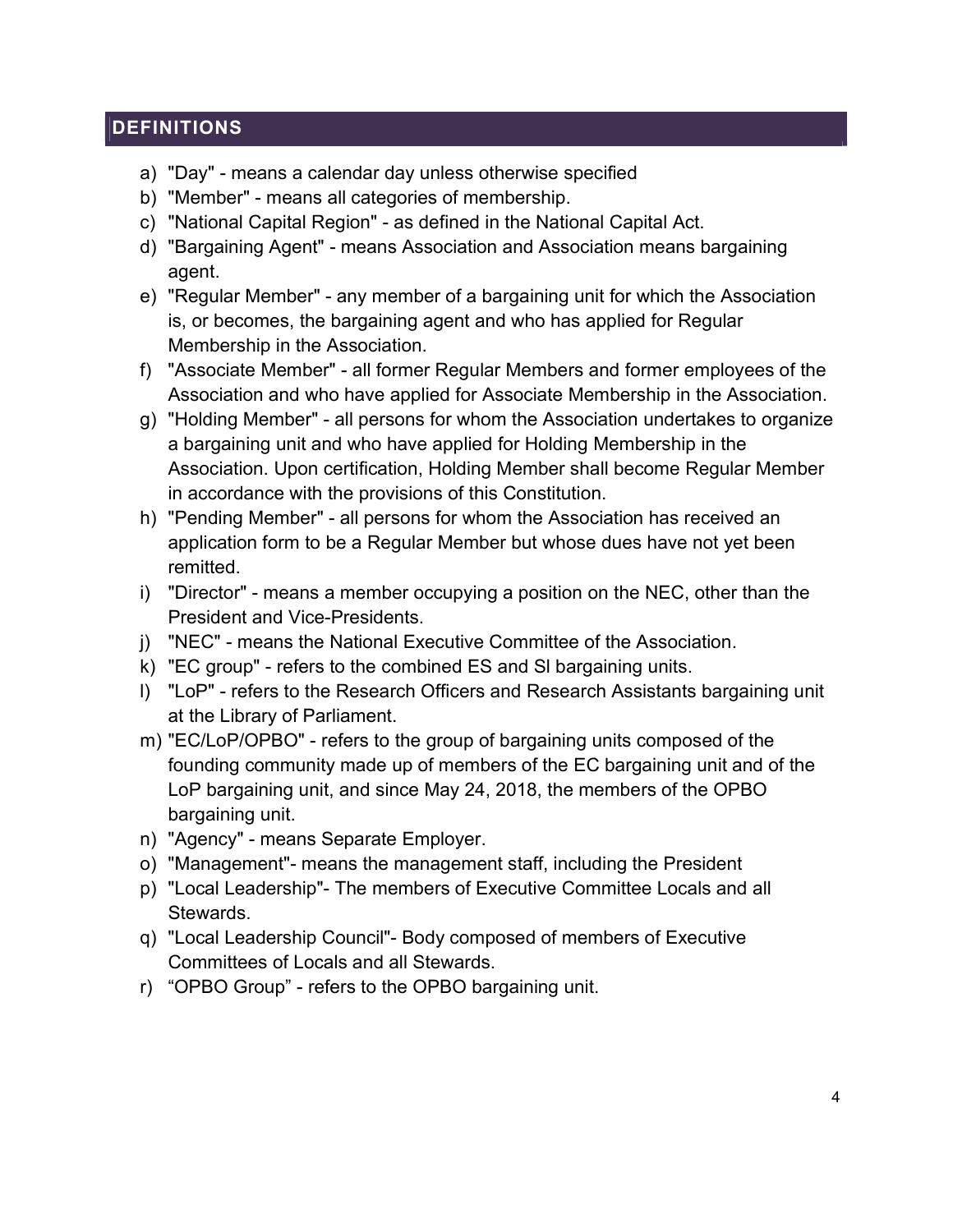## DEFINITIONS

a) "Day" - means a calendar day unless otherwise specified
b) "Member" - means all categories of membership.
c) "National Capital Region" - as defined in the National Capital Act.
d) "Bargaining Agent" - means Association and Association means bargaining agent.
e) "Regular Member" - any member of a bargaining unit for which the Association is, or becomes, the bargaining agent and who has applied for Regular Membership in the Association.
f) "Associate Member" - all former Regular Members and former employees of the Association and who have applied for Associate Membership in the Association.
g) "Holding Member" - all persons for whom the Association undertakes to organize a bargaining unit and who have applied for Holding Membership in the Association. Upon certification, Holding Member shall become Regular Member in accordance with the provisions of this Constitution.
h) "Pending Member" - all persons for whom the Association has received an application form to be a Regular Member but whose dues have not yet been remitted.
i) "Director" - means a member occupying a position on the NEC, other than the President and Vice-Presidents.
j) "NEC" - means the National Executive Committee of the Association.
k) "EC group" - refers to the combined ES and SI bargaining units.
l) "LoP" - refers to the Research Officers and Research Assistants bargaining unit at the Library of Parliament.
m) "EC/LoP/OPBO" - refers to the group of bargaining units composed of the founding community made up of members of the EC bargaining unit and of the LoP bargaining unit, and since May 24, 2018, the members of the OPBO bargaining unit.
n) "Agency" - means Separate Employer.
o) "Management"- means the management staff, including the President
p) "Local Leadership"- The members of Executive Committee Locals and all Stewards.
q) "Local Leadership Council"- Body composed of members of Executive Committees of Locals and all Stewards.
r) "OPBO Group" - refers to the OPBO bargaining unit.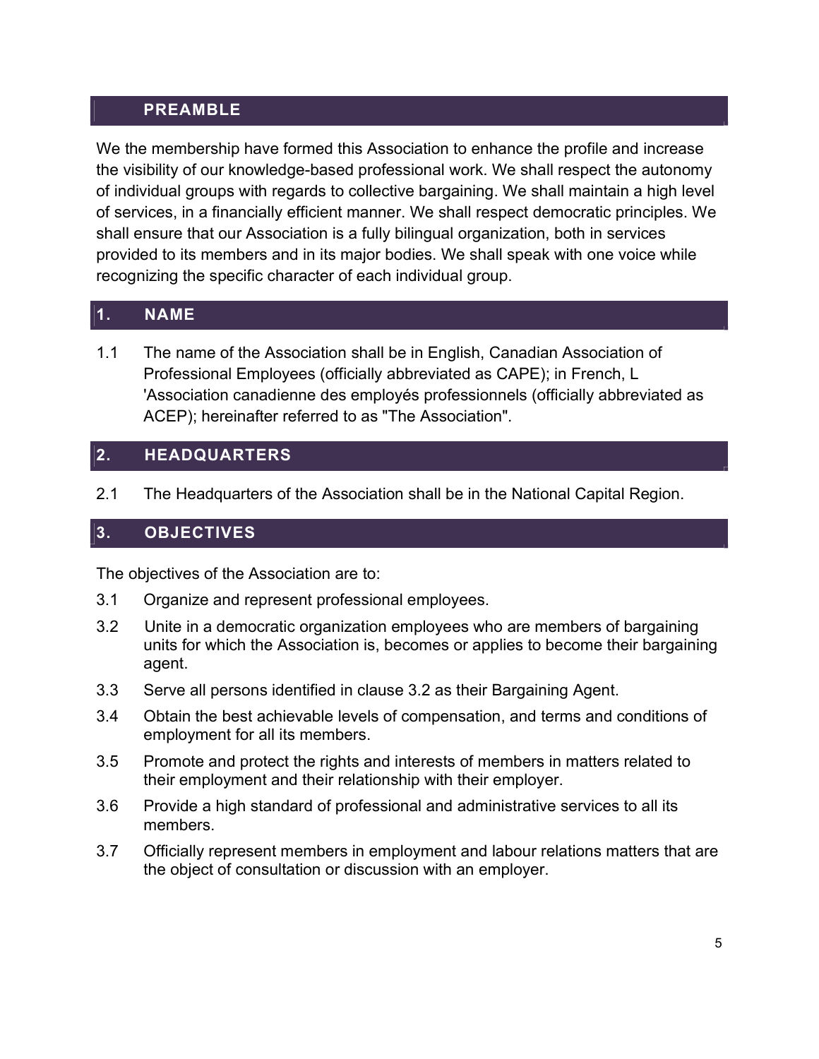## PREAMBLE

We the membership have formed this Association to enhance the profile and increase the visibility of our knowledge-based professional work. We shall respect the autonomy of individual groups with regards to collective bargaining. We shall maintain a high level of services, in a financially efficient manner. We shall respect democratic principles. We shall ensure that our Association is a fully bilingual organization, both in services provided to its members and in its major bodies. We shall speak with one voice while recognizing the specific character of each individual group.

## 1. NAME

1.1 The name of the Association shall be in English, Canadian Association of Professional Employees (officially abbreviated as CAPE); in French, L 'Association canadienne des employés professionnels (officially abbreviated as ACEP); hereinafter referred to as "The Association".

## 2. HEADQUARTERS

2.1 The Headquarters of the Association shall be in the National Capital Region.

## 3. OBJECTIVES

The objectives of the Association are to:

3.1 Organize and represent professional employees.

3.2 Unite in a democratic organization employees who are members of bargaining units for which the Association is, becomes or applies to become their bargaining agent.

3.3 Serve all persons identified in clause 3.2 as their Bargaining Agent.

3.4 Obtain the best achievable levels of compensation, and terms and conditions of employment for all its members.

3.5 Promote and protect the rights and interests of members in matters related to their employment and their relationship with their employer.

3.6 Provide a high standard of professional and administrative services to all its members.

3.7 Officially represent members in employment and labour relations matters that are the object of consultation or discussion with an employer.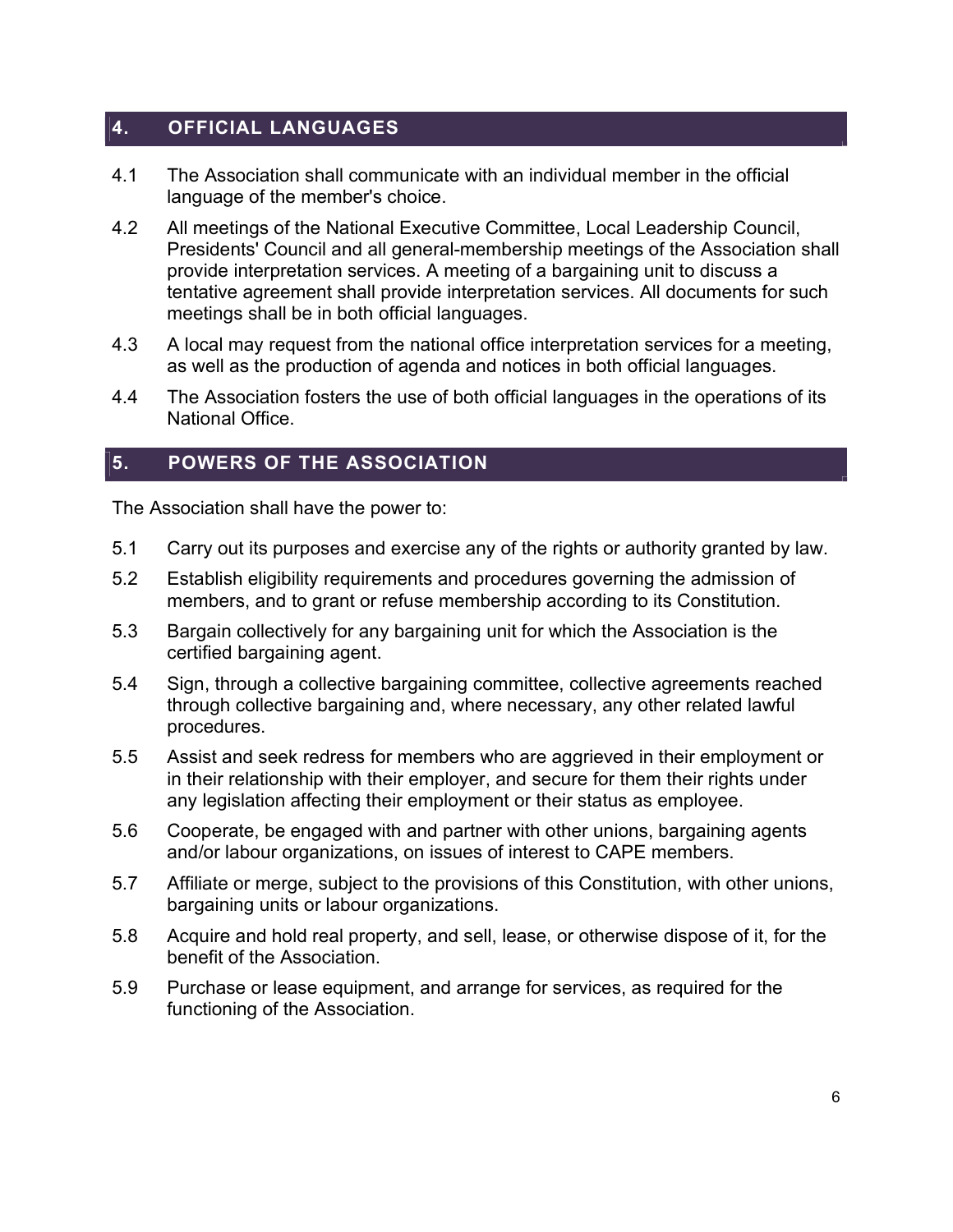## 4. OFFICIAL LANGUAGES

4.1 The Association shall communicate with an individual member in the official language of the member's choice.

4.2 All meetings of the National Executive Committee, Local Leadership Council, Presidents' Council and all general-membership meetings of the Association shall provide interpretation services. A meeting of a bargaining unit to discuss a tentative agreement shall provide interpretation services. All documents for such meetings shall be in both official languages.

4.3 A local may request from the national office interpretation services for a meeting, as well as the production of agenda and notices in both official languages.

4.4 The Association fosters the use of both official languages in the operations of its National Office.

## 5. POWERS OF THE ASSOCIATION

The Association shall have the power to:

5.1 Carry out its purposes and exercise any of the rights or authority granted by law.

5.2 Establish eligibility requirements and procedures governing the admission of members, and to grant or refuse membership according to its Constitution.

5.3 Bargain collectively for any bargaining unit for which the Association is the certified bargaining agent.

5.4 Sign, through a collective bargaining committee, collective agreements reached through collective bargaining and, where necessary, any other related lawful procedures.

5.5 Assist and seek redress for members who are aggrieved in their employment or in their relationship with their employer, and secure for them their rights under any legislation affecting their employment or their status as employee.

5.6 Cooperate, be engaged with and partner with other unions, bargaining agents and/or labour organizations, on issues of interest to CAPE members.

5.7 Affiliate or merge, subject to the provisions of this Constitution, with other unions, bargaining units or labour organizations.

5.8 Acquire and hold real property, and sell, lease, or otherwise dispose of it, for the benefit of the Association.

5.9 Purchase or lease equipment, and arrange for services, as required for the functioning of the Association.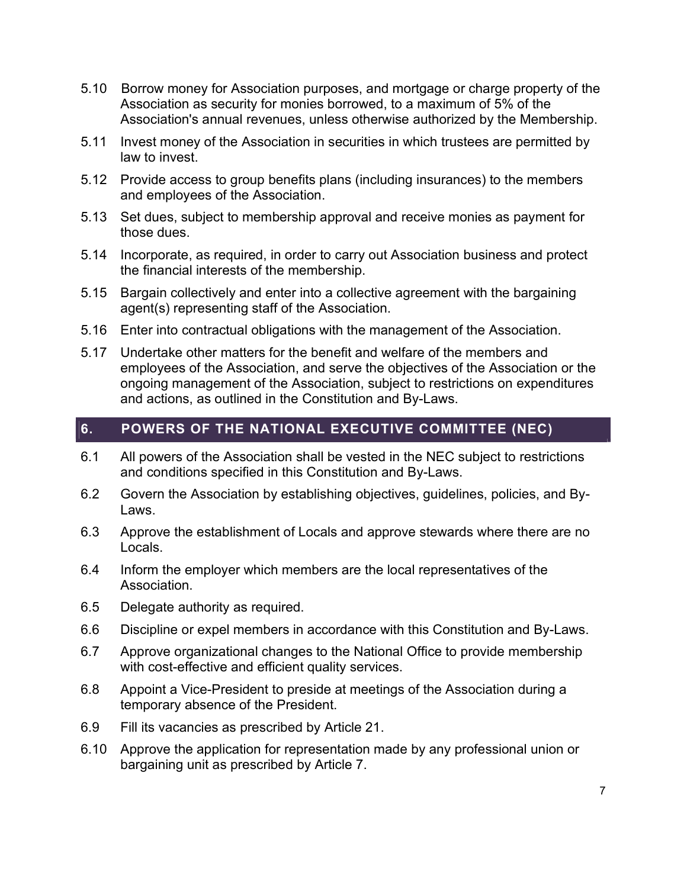5.10 Borrow money for Association purposes, and mortgage or charge property of the Association as security for monies borrowed, to a maximum of 5% of the Association's annual revenues, unless otherwise authorized by the Membership.

5.11 Invest money of the Association in securities in which trustees are permitted by law to invest.

5.12 Provide access to group benefits plans (including insurances) to the members and employees of the Association.

5.13 Set dues, subject to membership approval and receive monies as payment for those dues.

5.14 Incorporate, as required, in order to carry out Association business and protect the financial interests of the membership.

5.15 Bargain collectively and enter into a collective agreement with the bargaining agent(s) representing staff of the Association.

5.16 Enter into contractual obligations with the management of the Association.

5.17 Undertake other matters for the benefit and welfare of the members and employees of the Association, and serve the objectives of the Association or the ongoing management of the Association, subject to restrictions on expenditures and actions, as outlined in the Constitution and By-Laws.

## 6. POWERS OF THE NATIONAL EXECUTIVE COMMITTEE (NEC)

6.1 All powers of the Association shall be vested in the NEC subject to restrictions and conditions specified in this Constitution and By-Laws.

6.2 Govern the Association by establishing objectives, guidelines, policies, and By-Laws.

6.3 Approve the establishment of Locals and approve stewards where there are no Locals.

6.4 Inform the employer which members are the local representatives of the Association.

6.5 Delegate authority as required.

6.6 Discipline or expel members in accordance with this Constitution and By-Laws.

6.7 Approve organizational changes to the National Office to provide membership with cost-effective and efficient quality services.

6.8 Appoint a Vice-President to preside at meetings of the Association during a temporary absence of the President.

6.9 Fill its vacancies as prescribed by Article 21.

6.10 Approve the application for representation made by any professional union or bargaining unit as prescribed by Article 7.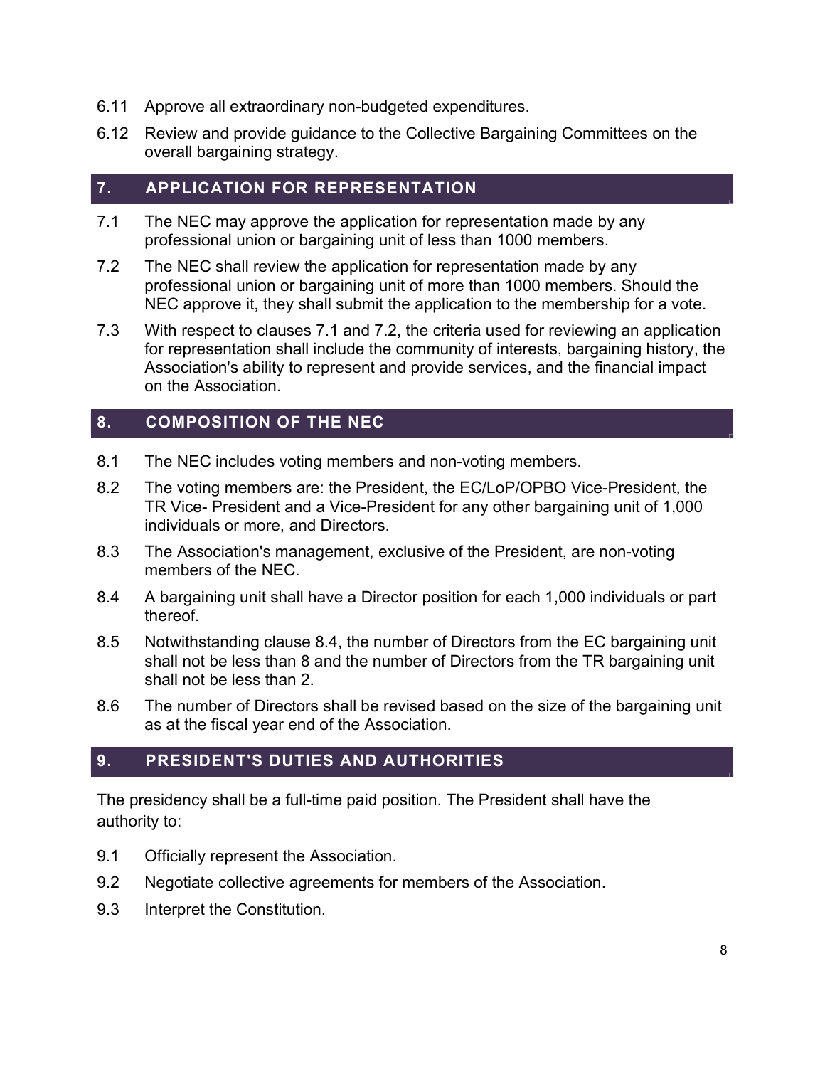6.11 Approve all extraordinary non-budgeted expenditures.

6.12 Review and provide guidance to the Collective Bargaining Committees on the overall bargaining strategy.

## 7. APPLICATION FOR REPRESENTATION

7.1 The NEC may approve the application for representation made by any professional union or bargaining unit of less than 1000 members.

7.2 The NEC shall review the application for representation made by any professional union or bargaining unit of more than 1000 members. Should the NEC approve it, they shall submit the application to the membership for a vote.

7.3 With respect to clauses 7.1 and 7.2, the criteria used for reviewing an application for representation shall include the community of interests, bargaining history, the Association's ability to represent and provide services, and the financial impact on the Association.

## 8. COMPOSITION OF THE NEC

8.1 The NEC includes voting members and non-voting members.

8.2 The voting members are: the President, the EC/LoP/OPBO Vice-President, the TR Vice- President and a Vice-President for any other bargaining unit of 1,000 individuals or more, and Directors.

8.3 The Association's management, exclusive of the President, are non-voting members of the NEC.

8.4 A bargaining unit shall have a Director position for each 1,000 individuals or part thereof.

8.5 Notwithstanding clause 8.4, the number of Directors from the EC bargaining unit shall not be less than 8 and the number of Directors from the TR bargaining unit shall not be less than 2.

8.6 The number of Directors shall be revised based on the size of the bargaining unit as at the fiscal year end of the Association.

## 9. PRESIDENT'S DUTIES AND AUTHORITIES

The presidency shall be a full-time paid position. The President shall have the authority to:

9.1 Officially represent the Association.

9.2 Negotiate collective agreements for members of the Association.

9.3 Interpret the Constitution.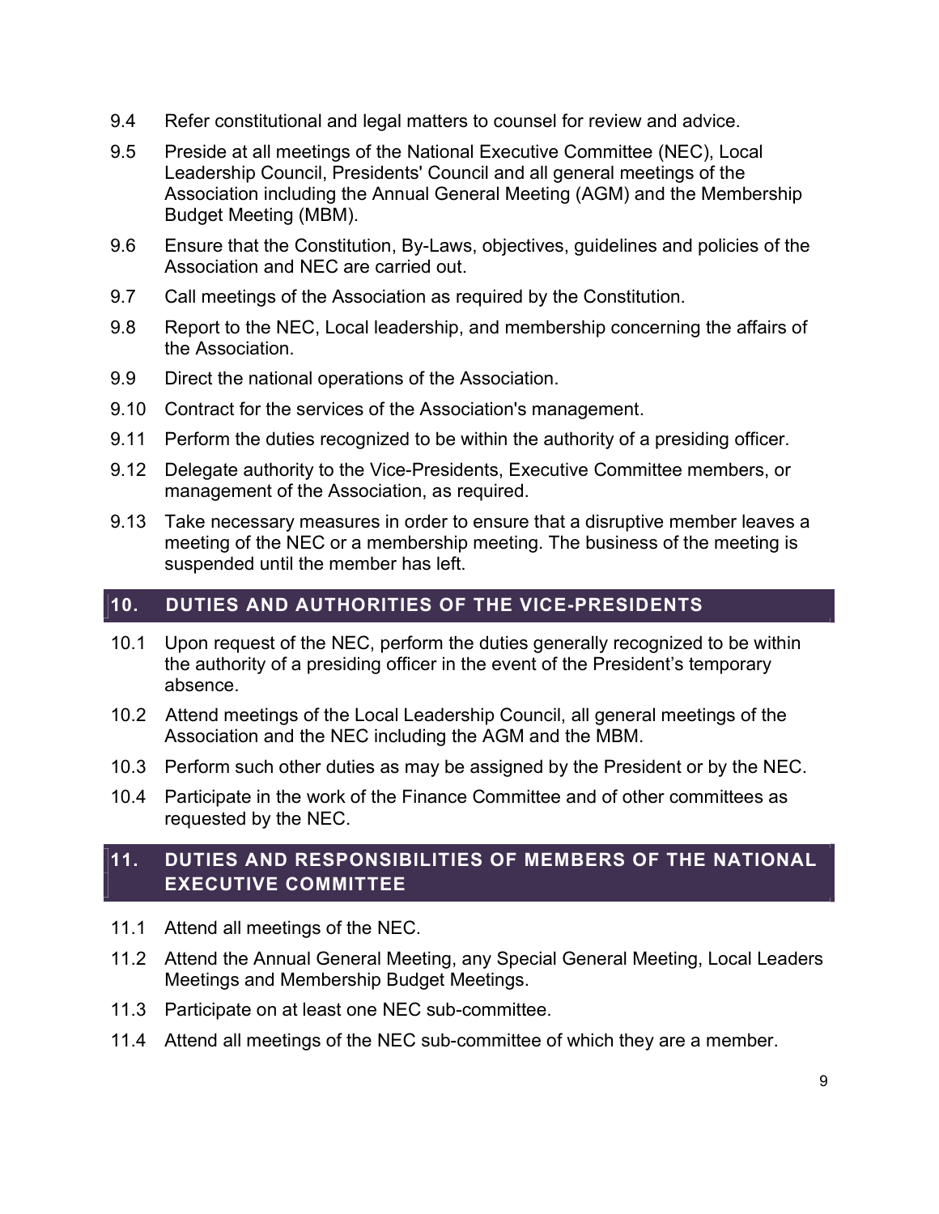9.4 Refer constitutional and legal matters to counsel for review and advice.

9.5 Preside at all meetings of the National Executive Committee (NEC), Local Leadership Council, Presidents' Council and all general meetings of the Association including the Annual General Meeting (AGM) and the Membership Budget Meeting (MBM).

9.6 Ensure that the Constitution, By-Laws, objectives, guidelines and policies of the Association and NEC are carried out.

9.7 Call meetings of the Association as required by the Constitution.

9.8 Report to the NEC, Local leadership, and membership concerning the affairs of the Association.

9.9 Direct the national operations of the Association.

9.10 Contract for the services of the Association's management.

9.11 Perform the duties recognized to be within the authority of a presiding officer.

9.12 Delegate authority to the Vice-Presidents, Executive Committee members, or management of the Association, as required.

9.13 Take necessary measures in order to ensure that a disruptive member leaves a meeting of the NEC or a membership meeting. The business of the meeting is suspended until the member has left.

## 10. DUTIES AND AUTHORITIES OF THE VICE-PRESIDENTS

10.1 Upon request of the NEC, perform the duties generally recognized to be within the authority of a presiding officer in the event of the President's temporary absence.

10.2 Attend meetings of the Local Leadership Council, all general meetings of the Association and the NEC including the AGM and the MBM.

10.3 Perform such other duties as may be assigned by the President or by the NEC.

10.4 Participate in the work of the Finance Committee and of other committees as requested by the NEC.

## 11. DUTIES AND RESPONSIBILITIES OF MEMBERS OF THE NATIONAL EXECUTIVE COMMITTEE

11.1 Attend all meetings of the NEC.

11.2 Attend the Annual General Meeting, any Special General Meeting, Local Leaders Meetings and Membership Budget Meetings.

11.3 Participate on at least one NEC sub-committee.

11.4 Attend all meetings of the NEC sub-committee of which they are a member.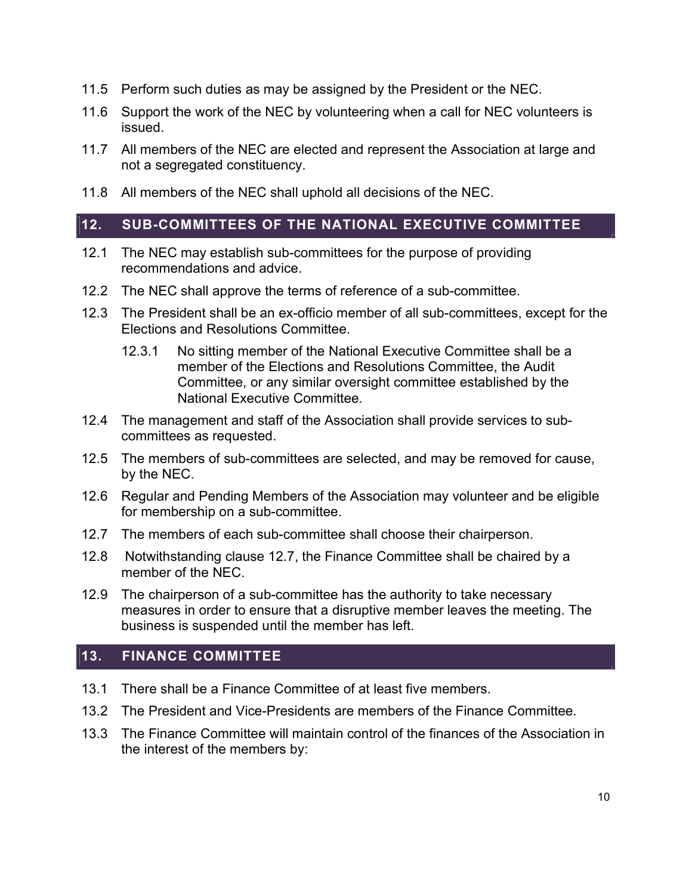11.5 Perform such duties as may be assigned by the President or the NEC.

11.6 Support the work of the NEC by volunteering when a call for NEC volunteers is issued.

11.7 All members of the NEC are elected and represent the Association at large and not a segregated constituency.

11.8 All members of the NEC shall uphold all decisions of the NEC.

## 12. SUB-COMMITTEES OF THE NATIONAL EXECUTIVE COMMITTEE

12.1 The NEC may establish sub-committees for the purpose of providing recommendations and advice.

12.2 The NEC shall approve the terms of reference of a sub-committee.

12.3 The President shall be an ex-officio member of all sub-committees, except for the Elections and Resolutions Committee.

> 12.3.1 No sitting member of the National Executive Committee shall be a member of the Elections and Resolutions Committee, the Audit Committee, or any similar oversight committee established by the National Executive Committee.

12.4 The management and staff of the Association shall provide services to sub-committees as requested.

12.5 The members of sub-committees are selected, and may be removed for cause, by the NEC.

12.6 Regular and Pending Members of the Association may volunteer and be eligible for membership on a sub-committee.

12.7 The members of each sub-committee shall choose their chairperson.

12.8 Notwithstanding clause 12.7, the Finance Committee shall be chaired by a member of the NEC.

12.9 The chairperson of a sub-committee has the authority to take necessary measures in order to ensure that a disruptive member leaves the meeting. The business is suspended until the member has left.

## 13. FINANCE COMMITTEE

13.1 There shall be a Finance Committee of at least five members.

13.2 The President and Vice-Presidents are members of the Finance Committee.

13.3 The Finance Committee will maintain control of the finances of the Association in the interest of the members by: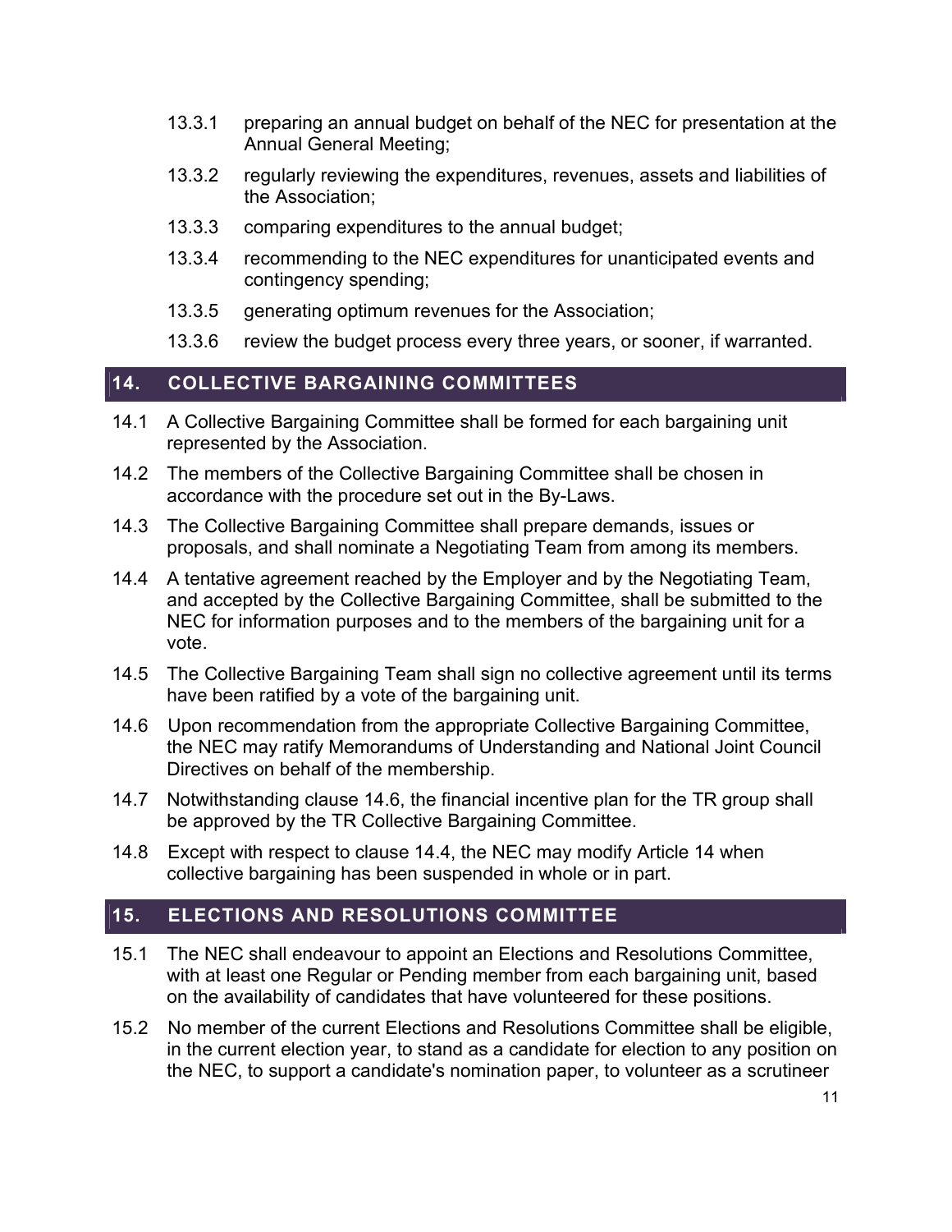13.3.1 preparing an annual budget on behalf of the NEC for presentation at the Annual General Meeting;

13.3.2 regularly reviewing the expenditures, revenues, assets and liabilities of the Association;

13.3.3 comparing expenditures to the annual budget;

13.3.4 recommending to the NEC expenditures for unanticipated events and contingency spending;

13.3.5 generating optimum revenues for the Association;

13.3.6 review the budget process every three years, or sooner, if warranted.

## 14. COLLECTIVE BARGAINING COMMITTEES

14.1 A Collective Bargaining Committee shall be formed for each bargaining unit represented by the Association.

14.2 The members of the Collective Bargaining Committee shall be chosen in accordance with the procedure set out in the By-Laws.

14.3 The Collective Bargaining Committee shall prepare demands, issues or proposals, and shall nominate a Negotiating Team from among its members.

14.4 A tentative agreement reached by the Employer and by the Negotiating Team, and accepted by the Collective Bargaining Committee, shall be submitted to the NEC for information purposes and to the members of the bargaining unit for a vote.

14.5 The Collective Bargaining Team shall sign no collective agreement until its terms have been ratified by a vote of the bargaining unit.

14.6 Upon recommendation from the appropriate Collective Bargaining Committee, the NEC may ratify Memorandums of Understanding and National Joint Council Directives on behalf of the membership.

14.7 Notwithstanding clause 14.6, the financial incentive plan for the TR group shall be approved by the TR Collective Bargaining Committee.

14.8 Except with respect to clause 14.4, the NEC may modify Article 14 when collective bargaining has been suspended in whole or in part.

## 15. ELECTIONS AND RESOLUTIONS COMMITTEE

15.1 The NEC shall endeavour to appoint an Elections and Resolutions Committee, with at least one Regular or Pending member from each bargaining unit, based on the availability of candidates that have volunteered for these positions.

15.2 No member of the current Elections and Resolutions Committee shall be eligible, in the current election year, to stand as a candidate for election to any position on the NEC, to support a candidate's nomination paper, to volunteer as a scrutineer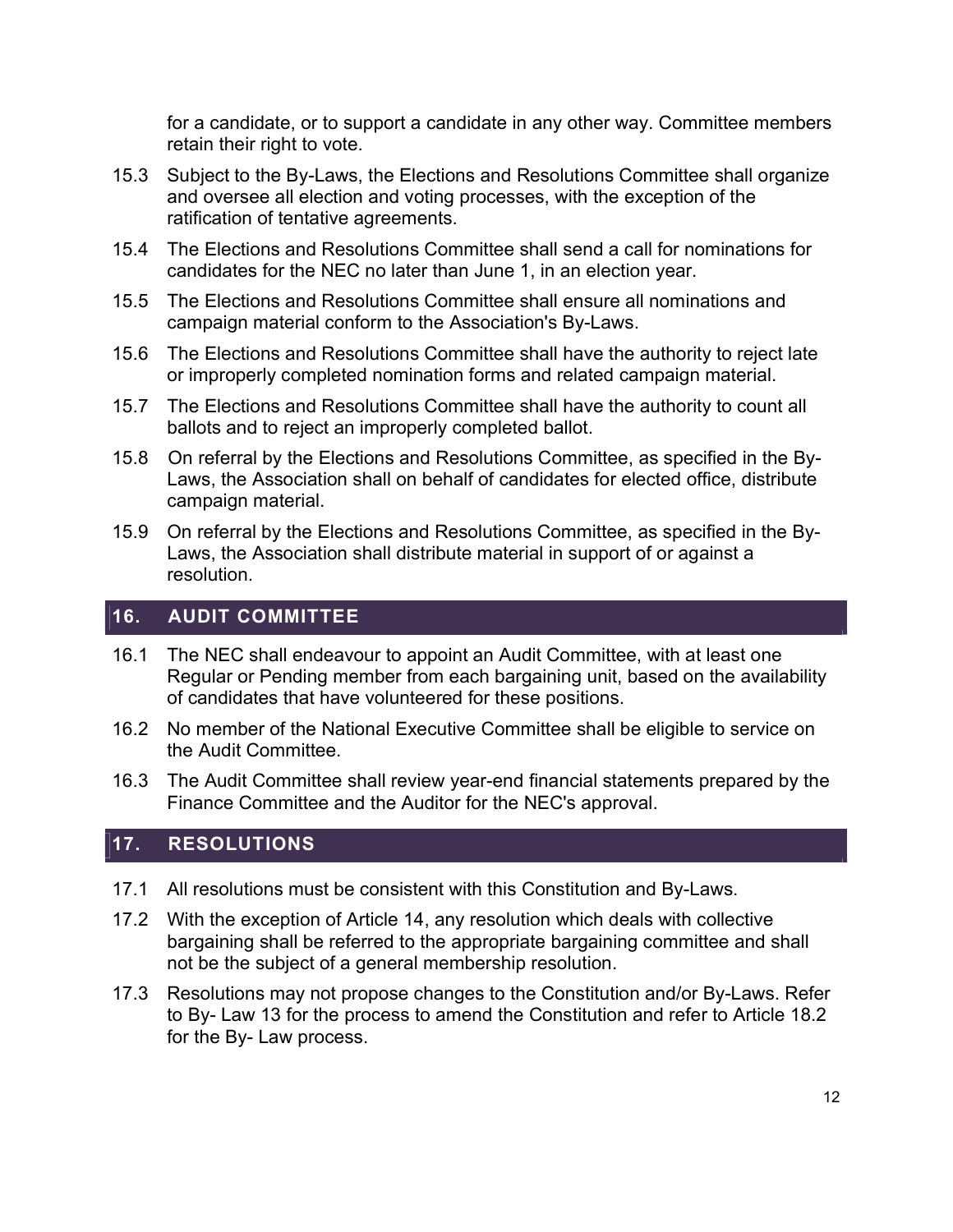for a candidate, or to support a candidate in any other way. Committee members retain their right to vote.

15.3 Subject to the By-Laws, the Elections and Resolutions Committee shall organize and oversee all election and voting processes, with the exception of the ratification of tentative agreements.

15.4 The Elections and Resolutions Committee shall send a call for nominations for candidates for the NEC no later than June 1, in an election year.

15.5 The Elections and Resolutions Committee shall ensure all nominations and campaign material conform to the Association's By-Laws.

15.6 The Elections and Resolutions Committee shall have the authority to reject late or improperly completed nomination forms and related campaign material.

15.7 The Elections and Resolutions Committee shall have the authority to count all ballots and to reject an improperly completed ballot.

15.8 On referral by the Elections and Resolutions Committee, as specified in the By-Laws, the Association shall on behalf of candidates for elected office, distribute campaign material.

15.9 On referral by the Elections and Resolutions Committee, as specified in the By-Laws, the Association shall distribute material in support of or against a resolution.

## 16. AUDIT COMMITTEE

16.1 The NEC shall endeavour to appoint an Audit Committee, with at least one Regular or Pending member from each bargaining unit, based on the availability of candidates that have volunteered for these positions.

16.2 No member of the National Executive Committee shall be eligible to service on the Audit Committee.

16.3 The Audit Committee shall review year-end financial statements prepared by the Finance Committee and the Auditor for the NEC's approval.

## 17. RESOLUTIONS

17.1 All resolutions must be consistent with this Constitution and By-Laws.

17.2 With the exception of Article 14, any resolution which deals with collective bargaining shall be referred to the appropriate bargaining committee and shall not be the subject of a general membership resolution.

17.3 Resolutions may not propose changes to the Constitution and/or By-Laws. Refer to By- Law 13 for the process to amend the Constitution and refer to Article 18.2 for the By- Law process.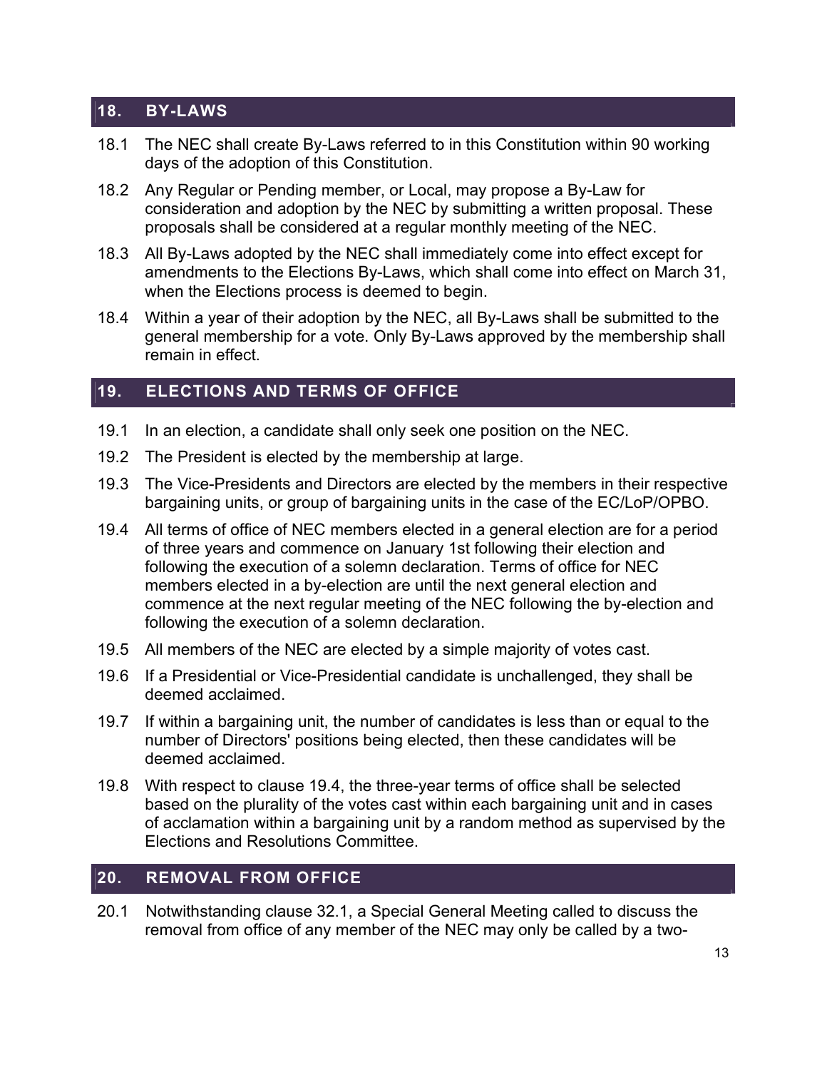## 18. BY-LAWS

18.1 The NEC shall create By-Laws referred to in this Constitution within 90 working days of the adoption of this Constitution.

18.2 Any Regular or Pending member, or Local, may propose a By-Law for consideration and adoption by the NEC by submitting a written proposal. These proposals shall be considered at a regular monthly meeting of the NEC.

18.3 All By-Laws adopted by the NEC shall immediately come into effect except for amendments to the Elections By-Laws, which shall come into effect on March 31, when the Elections process is deemed to begin.

18.4 Within a year of their adoption by the NEC, all By-Laws shall be submitted to the general membership for a vote. Only By-Laws approved by the membership shall remain in effect.

## 19. ELECTIONS AND TERMS OF OFFICE

19.1 In an election, a candidate shall only seek one position on the NEC.

19.2 The President is elected by the membership at large.

19.3 The Vice-Presidents and Directors are elected by the members in their respective bargaining units, or group of bargaining units in the case of the EC/LoP/OPBO.

19.4 All terms of office of NEC members elected in a general election are for a period of three years and commence on January 1st following their election and following the execution of a solemn declaration. Terms of office for NEC members elected in a by-election are until the next general election and commence at the next regular meeting of the NEC following the by-election and following the execution of a solemn declaration.

19.5 All members of the NEC are elected by a simple majority of votes cast.

19.6 If a Presidential or Vice-Presidential candidate is unchallenged, they shall be deemed acclaimed.

19.7 If within a bargaining unit, the number of candidates is less than or equal to the number of Directors' positions being elected, then these candidates will be deemed acclaimed.

19.8 With respect to clause 19.4, the three-year terms of office shall be selected based on the plurality of the votes cast within each bargaining unit and in cases of acclamation within a bargaining unit by a random method as supervised by the Elections and Resolutions Committee.

## 20. REMOVAL FROM OFFICE

20.1 Notwithstanding clause 32.1, a Special General Meeting called to discuss the removal from office of any member of the NEC may only be called by a two-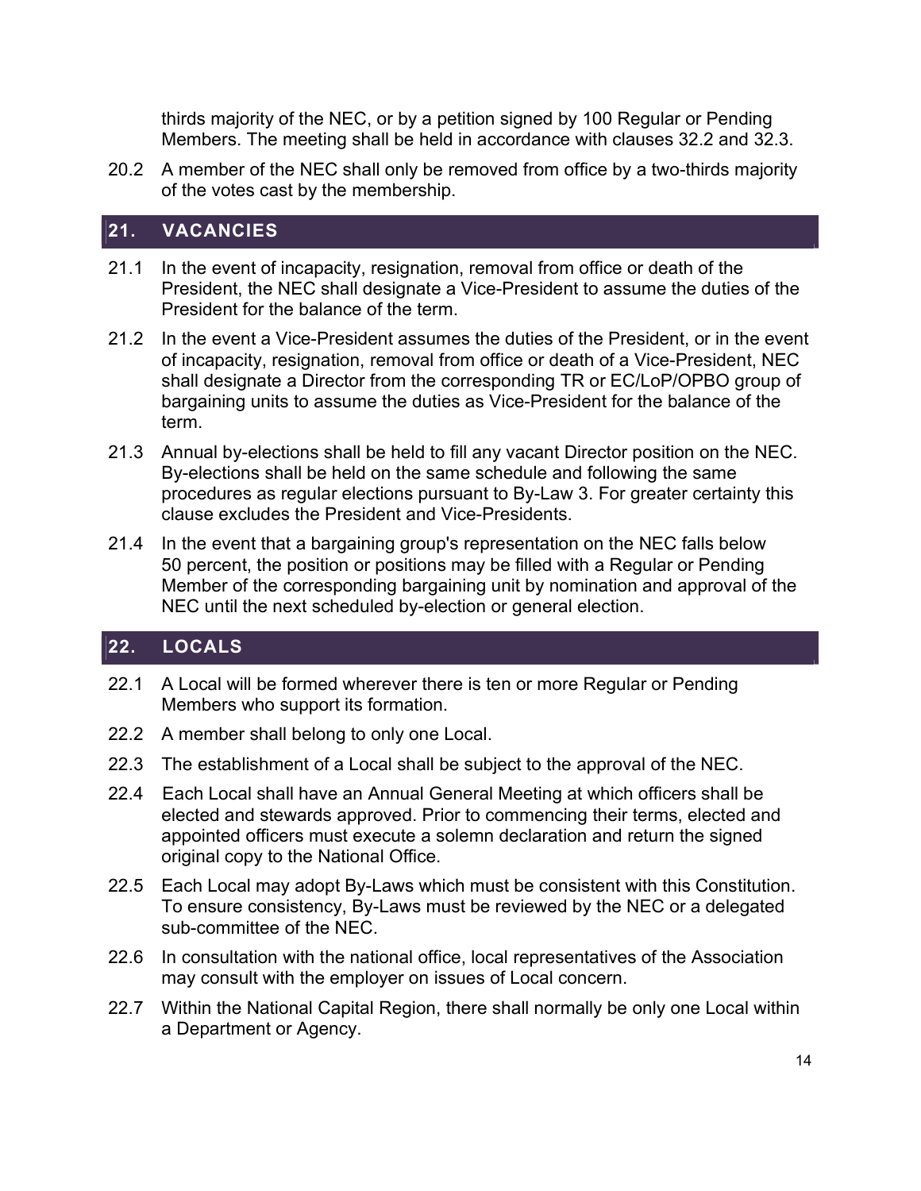thirds majority of the NEC, or by a petition signed by 100 Regular or Pending Members. The meeting shall be held in accordance with clauses 32.2 and 32.3.

20.2 A member of the NEC shall only be removed from office by a two-thirds majority of the votes cast by the membership.

## 21. VACANCIES

21.1 In the event of incapacity, resignation, removal from office or death of the President, the NEC shall designate a Vice-President to assume the duties of the President for the balance of the term.

21.2 In the event a Vice-President assumes the duties of the President, or in the event of incapacity, resignation, removal from office or death of a Vice-President, NEC shall designate a Director from the corresponding TR or EC/LoP/OPBO group of bargaining units to assume the duties as Vice-President for the balance of the term.

21.3 Annual by-elections shall be held to fill any vacant Director position on the NEC. By-elections shall be held on the same schedule and following the same procedures as regular elections pursuant to By-Law 3. For greater certainty this clause excludes the President and Vice-Presidents.

21.4 In the event that a bargaining group's representation on the NEC falls below 50 percent, the position or positions may be filled with a Regular or Pending Member of the corresponding bargaining unit by nomination and approval of the NEC until the next scheduled by-election or general election.

## 22. LOCALS

22.1 A Local will be formed wherever there is ten or more Regular or Pending Members who support its formation.

22.2 A member shall belong to only one Local.

22.3 The establishment of a Local shall be subject to the approval of the NEC.

22.4 Each Local shall have an Annual General Meeting at which officers shall be elected and stewards approved. Prior to commencing their terms, elected and appointed officers must execute a solemn declaration and return the signed original copy to the National Office.

22.5 Each Local may adopt By-Laws which must be consistent with this Constitution. To ensure consistency, By-Laws must be reviewed by the NEC or a delegated sub-committee of the NEC.

22.6 In consultation with the national office, local representatives of the Association may consult with the employer on issues of Local concern.

22.7 Within the National Capital Region, there shall normally be only one Local within a Department or Agency.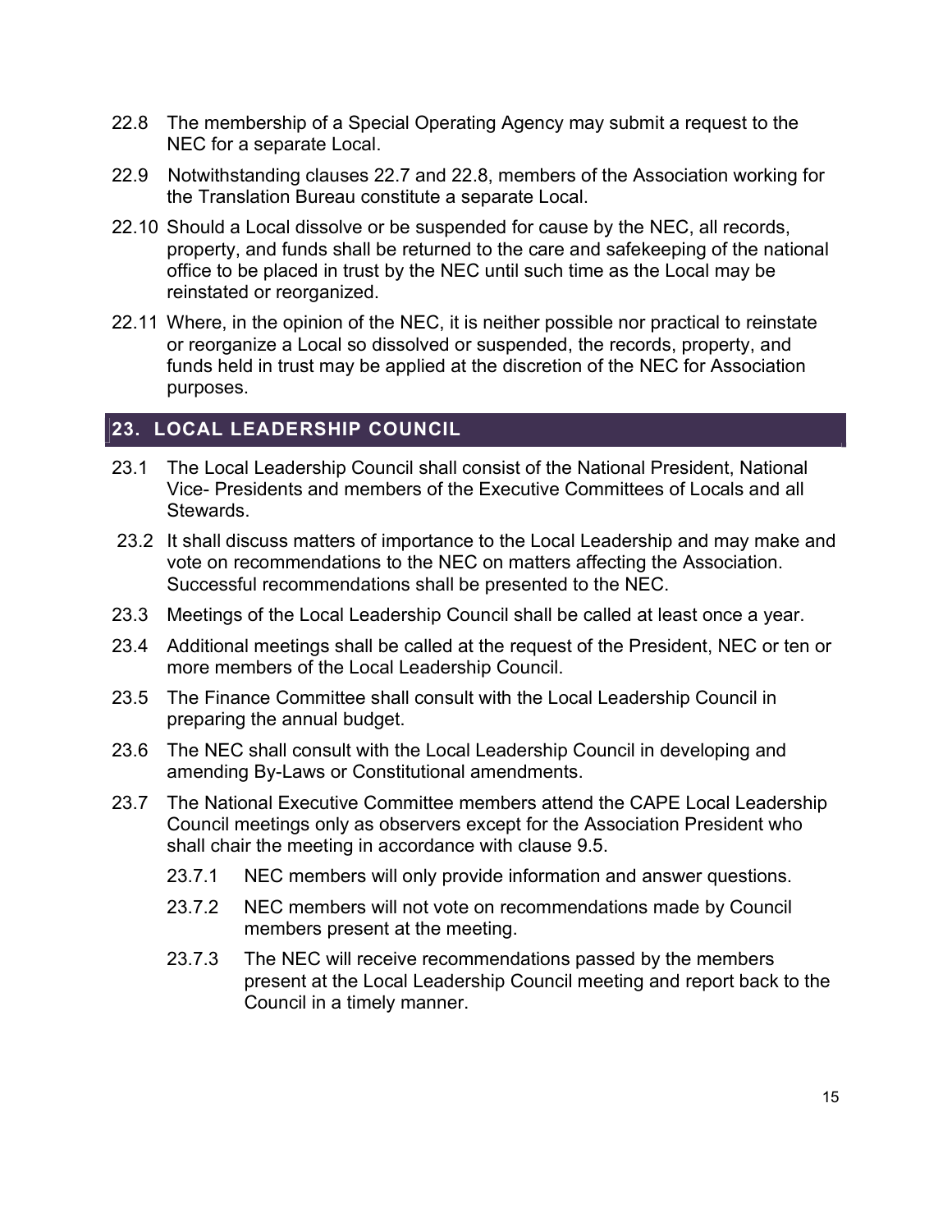22.8 The membership of a Special Operating Agency may submit a request to the NEC for a separate Local.

22.9 Notwithstanding clauses 22.7 and 22.8, members of the Association working for the Translation Bureau constitute a separate Local.

22.10 Should a Local dissolve or be suspended for cause by the NEC, all records, property, and funds shall be returned to the care and safekeeping of the national office to be placed in trust by the NEC until such time as the Local may be reinstated or reorganized.

22.11 Where, in the opinion of the NEC, it is neither possible nor practical to reinstate or reorganize a Local so dissolved or suspended, the records, property, and funds held in trust may be applied at the discretion of the NEC for Association purposes.

## 23. LOCAL LEADERSHIP COUNCIL

23.1 The Local Leadership Council shall consist of the National President, National Vice- Presidents and members of the Executive Committees of Locals and all Stewards.

23.2 It shall discuss matters of importance to the Local Leadership and may make and vote on recommendations to the NEC on matters affecting the Association. Successful recommendations shall be presented to the NEC.

23.3 Meetings of the Local Leadership Council shall be called at least once a year.

23.4 Additional meetings shall be called at the request of the President, NEC or ten or more members of the Local Leadership Council.

23.5 The Finance Committee shall consult with the Local Leadership Council in preparing the annual budget.

23.6 The NEC shall consult with the Local Leadership Council in developing and amending By-Laws or Constitutional amendments.

23.7 The National Executive Committee members attend the CAPE Local Leadership Council meetings only as observers except for the Association President who shall chair the meeting in accordance with clause 9.5.

- 23.7.1 NEC members will only provide information and answer questions.
- 23.7.2 NEC members will not vote on recommendations made by Council members present at the meeting.
- 23.7.3 The NEC will receive recommendations passed by the members present at the Local Leadership Council meeting and report back to the Council in a timely manner.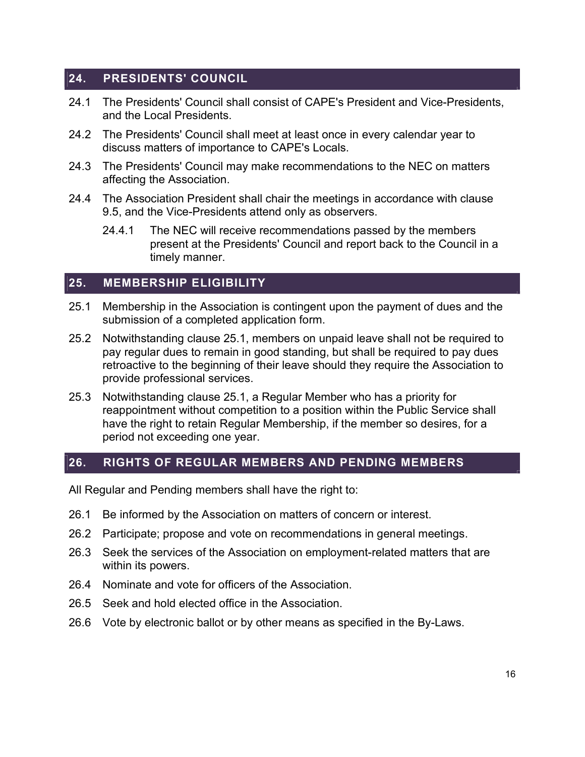## 24. PRESIDENTS' COUNCIL

24.1 The Presidents' Council shall consist of CAPE's President and Vice-Presidents, and the Local Presidents.

24.2 The Presidents' Council shall meet at least once in every calendar year to discuss matters of importance to CAPE's Locals.

24.3 The Presidents' Council may make recommendations to the NEC on matters affecting the Association.

24.4 The Association President shall chair the meetings in accordance with clause 9.5, and the Vice-Presidents attend only as observers.

> 24.4.1 The NEC will receive recommendations passed by the members present at the Presidents' Council and report back to the Council in a timely manner.

## 25. MEMBERSHIP ELIGIBILITY

25.1 Membership in the Association is contingent upon the payment of dues and the submission of a completed application form.

25.2 Notwithstanding clause 25.1, members on unpaid leave shall not be required to pay regular dues to remain in good standing, but shall be required to pay dues retroactive to the beginning of their leave should they require the Association to provide professional services.

25.3 Notwithstanding clause 25.1, a Regular Member who has a priority for reappointment without competition to a position within the Public Service shall have the right to retain Regular Membership, if the member so desires, for a period not exceeding one year.

## 26. RIGHTS OF REGULAR MEMBERS AND PENDING MEMBERS

All Regular and Pending members shall have the right to:

26.1 Be informed by the Association on matters of concern or interest.

26.2 Participate; propose and vote on recommendations in general meetings.

26.3 Seek the services of the Association on employment-related matters that are within its powers.

26.4 Nominate and vote for officers of the Association.

26.5 Seek and hold elected office in the Association.

26.6 Vote by electronic ballot or by other means as specified in the By-Laws.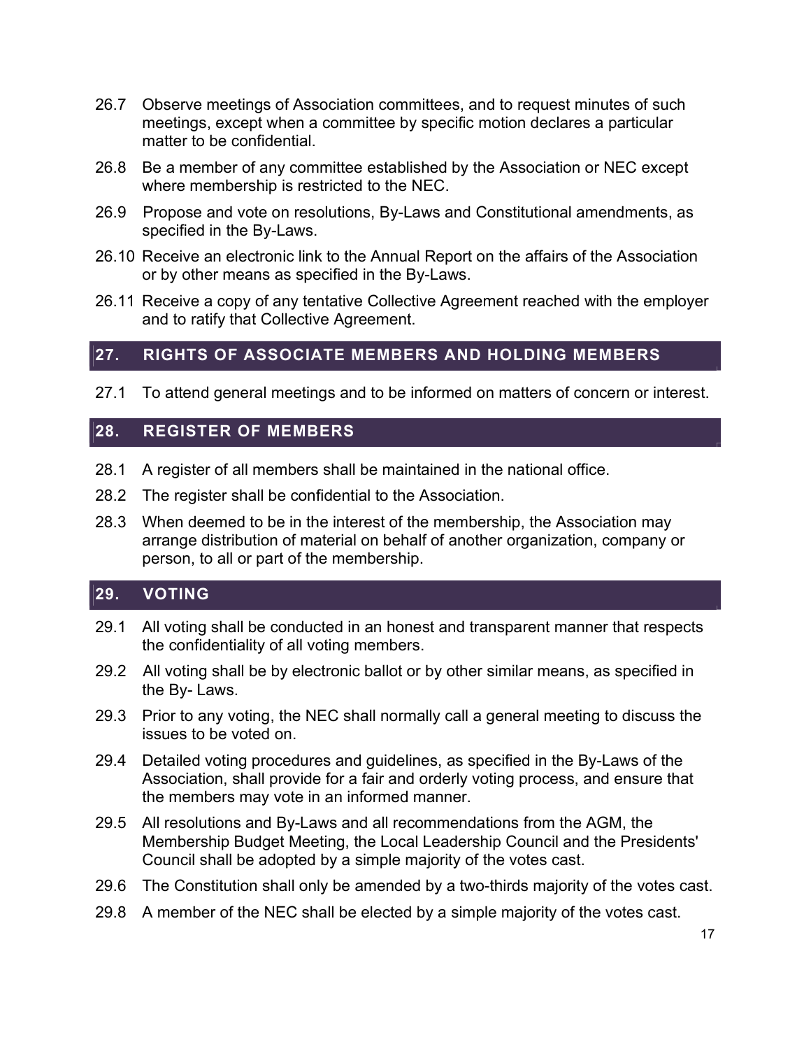26.7 Observe meetings of Association committees, and to request minutes of such meetings, except when a committee by specific motion declares a particular matter to be confidential.

26.8 Be a member of any committee established by the Association or NEC except where membership is restricted to the NEC.

26.9 Propose and vote on resolutions, By-Laws and Constitutional amendments, as specified in the By-Laws.

26.10 Receive an electronic link to the Annual Report on the affairs of the Association or by other means as specified in the By-Laws.

26.11 Receive a copy of any tentative Collective Agreement reached with the employer and to ratify that Collective Agreement.

## 27. RIGHTS OF ASSOCIATE MEMBERS AND HOLDING MEMBERS

27.1 To attend general meetings and to be informed on matters of concern or interest.

## 28. REGISTER OF MEMBERS

28.1 A register of all members shall be maintained in the national office.

28.2 The register shall be confidential to the Association.

28.3 When deemed to be in the interest of the membership, the Association may arrange distribution of material on behalf of another organization, company or person, to all or part of the membership.

## 29. VOTING

29.1 All voting shall be conducted in an honest and transparent manner that respects the confidentiality of all voting members.

29.2 All voting shall be by electronic ballot or by other similar means, as specified in the By- Laws.

29.3 Prior to any voting, the NEC shall normally call a general meeting to discuss the issues to be voted on.

29.4 Detailed voting procedures and guidelines, as specified in the By-Laws of the Association, shall provide for a fair and orderly voting process, and ensure that the members may vote in an informed manner.

29.5 All resolutions and By-Laws and all recommendations from the AGM, the Membership Budget Meeting, the Local Leadership Council and the Presidents' Council shall be adopted by a simple majority of the votes cast.

29.6 The Constitution shall only be amended by a two-thirds majority of the votes cast.

29.8 A member of the NEC shall be elected by a simple majority of the votes cast.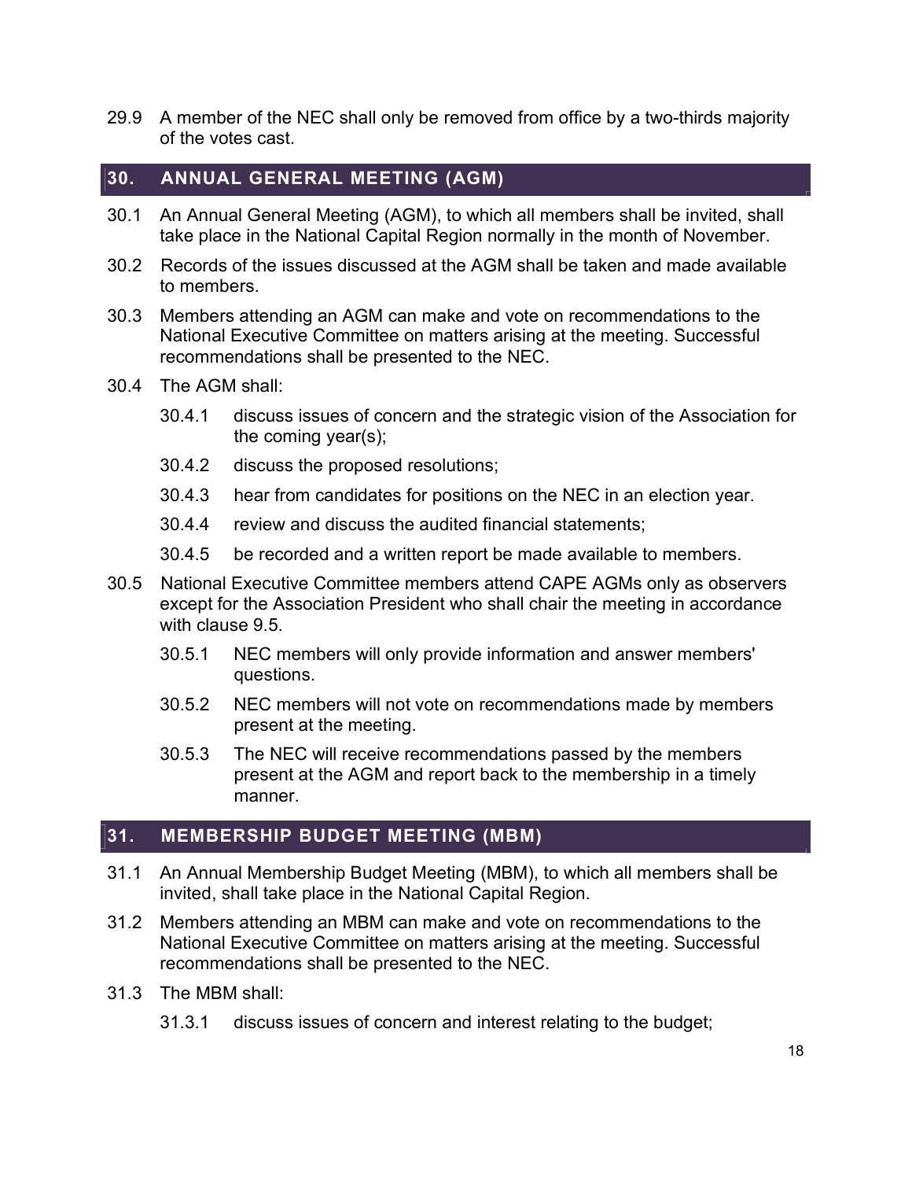29.9 A member of the NEC shall only be removed from office by a two-thirds majority of the votes cast.

## 30. ANNUAL GENERAL MEETING (AGM)

30.1 An Annual General Meeting (AGM), to which all members shall be invited, shall take place in the National Capital Region normally in the month of November.

30.2 Records of the issues discussed at the AGM shall be taken and made available to members.

30.3 Members attending an AGM can make and vote on recommendations to the National Executive Committee on matters arising at the meeting. Successful recommendations shall be presented to the NEC.

30.4 The AGM shall:

- 30.4.1 discuss issues of concern and the strategic vision of the Association for the coming year(s);
- 30.4.2 discuss the proposed resolutions;
- 30.4.3 hear from candidates for positions on the NEC in an election year.
- 30.4.4 review and discuss the audited financial statements;
- 30.4.5 be recorded and a written report be made available to members.

30.5 National Executive Committee members attend CAPE AGMs only as observers except for the Association President who shall chair the meeting in accordance with clause 9.5.

- 30.5.1 NEC members will only provide information and answer members' questions.
- 30.5.2 NEC members will not vote on recommendations made by members present at the meeting.
- 30.5.3 The NEC will receive recommendations passed by the members present at the AGM and report back to the membership in a timely manner.

## 31. MEMBERSHIP BUDGET MEETING (MBM)

31.1 An Annual Membership Budget Meeting (MBM), to which all members shall be invited, shall take place in the National Capital Region.

31.2 Members attending an MBM can make and vote on recommendations to the National Executive Committee on matters arising at the meeting. Successful recommendations shall be presented to the NEC.

31.3 The MBM shall:

- 31.3.1 discuss issues of concern and interest relating to the budget;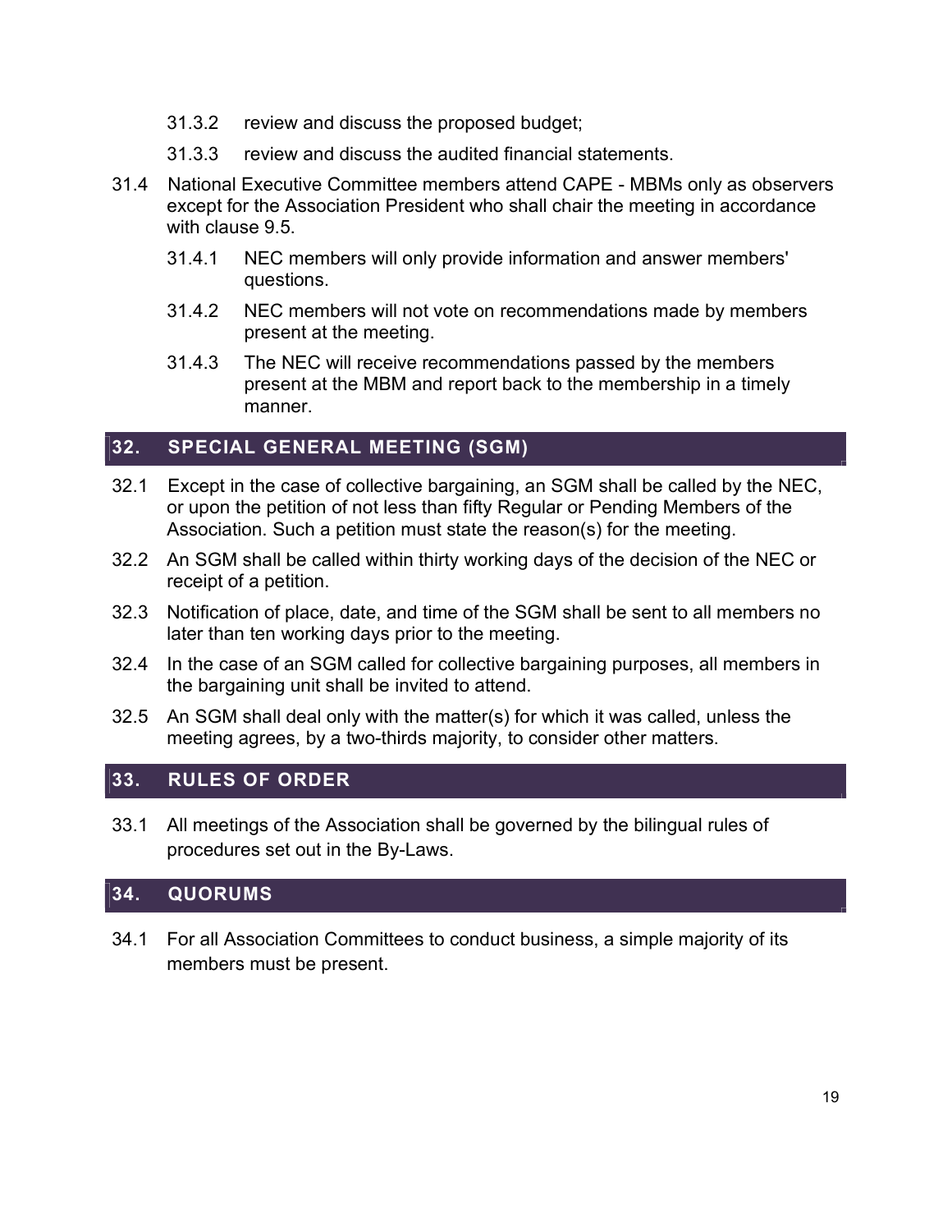31.3.2 review and discuss the proposed budget;

31.3.3 review and discuss the audited financial statements.

31.4 National Executive Committee members attend CAPE - MBMs only as observers except for the Association President who shall chair the meeting in accordance with clause 9.5.

31.4.1 NEC members will only provide information and answer members' questions.

31.4.2 NEC members will not vote on recommendations made by members present at the meeting.

31.4.3 The NEC will receive recommendations passed by the members present at the MBM and report back to the membership in a timely manner.

## 32. SPECIAL GENERAL MEETING (SGM)

32.1 Except in the case of collective bargaining, an SGM shall be called by the NEC, or upon the petition of not less than fifty Regular or Pending Members of the Association. Such a petition must state the reason(s) for the meeting.

32.2 An SGM shall be called within thirty working days of the decision of the NEC or receipt of a petition.

32.3 Notification of place, date, and time of the SGM shall be sent to all members no later than ten working days prior to the meeting.

32.4 In the case of an SGM called for collective bargaining purposes, all members in the bargaining unit shall be invited to attend.

32.5 An SGM shall deal only with the matter(s) for which it was called, unless the meeting agrees, by a two-thirds majority, to consider other matters.

## 33. RULES OF ORDER

33.1 All meetings of the Association shall be governed by the bilingual rules of procedures set out in the By-Laws.

## 34. QUORUMS

34.1 For all Association Committees to conduct business, a simple majority of its members must be present.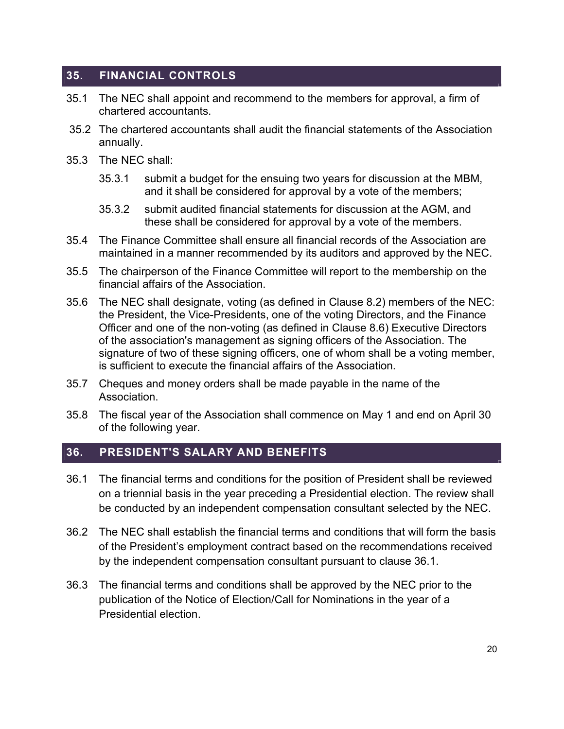## 35. FINANCIAL CONTROLS

35.1 The NEC shall appoint and recommend to the members for approval, a firm of chartered accountants.

35.2 The chartered accountants shall audit the financial statements of the Association annually.

35.3 The NEC shall:

- 35.3.1 submit a budget for the ensuing two years for discussion at the MBM, and it shall be considered for approval by a vote of the members;
- 35.3.2 submit audited financial statements for discussion at the AGM, and these shall be considered for approval by a vote of the members.

35.4 The Finance Committee shall ensure all financial records of the Association are maintained in a manner recommended by its auditors and approved by the NEC.

35.5 The chairperson of the Finance Committee will report to the membership on the financial affairs of the Association.

35.6 The NEC shall designate, voting (as defined in Clause 8.2) members of the NEC: the President, the Vice-Presidents, one of the voting Directors, and the Finance Officer and one of the non-voting (as defined in Clause 8.6) Executive Directors of the association's management as signing officers of the Association. The signature of two of these signing officers, one of whom shall be a voting member, is sufficient to execute the financial affairs of the Association.

35.7 Cheques and money orders shall be made payable in the name of the Association.

35.8 The fiscal year of the Association shall commence on May 1 and end on April 30 of the following year.

## 36. PRESIDENT'S SALARY AND BENEFITS

36.1 The financial terms and conditions for the position of President shall be reviewed on a triennial basis in the year preceding a Presidential election. The review shall be conducted by an independent compensation consultant selected by the NEC.

36.2 The NEC shall establish the financial terms and conditions that will form the basis of the President's employment contract based on the recommendations received by the independent compensation consultant pursuant to clause 36.1.

36.3 The financial terms and conditions shall be approved by the NEC prior to the publication of the Notice of Election/Call for Nominations in the year of a Presidential election.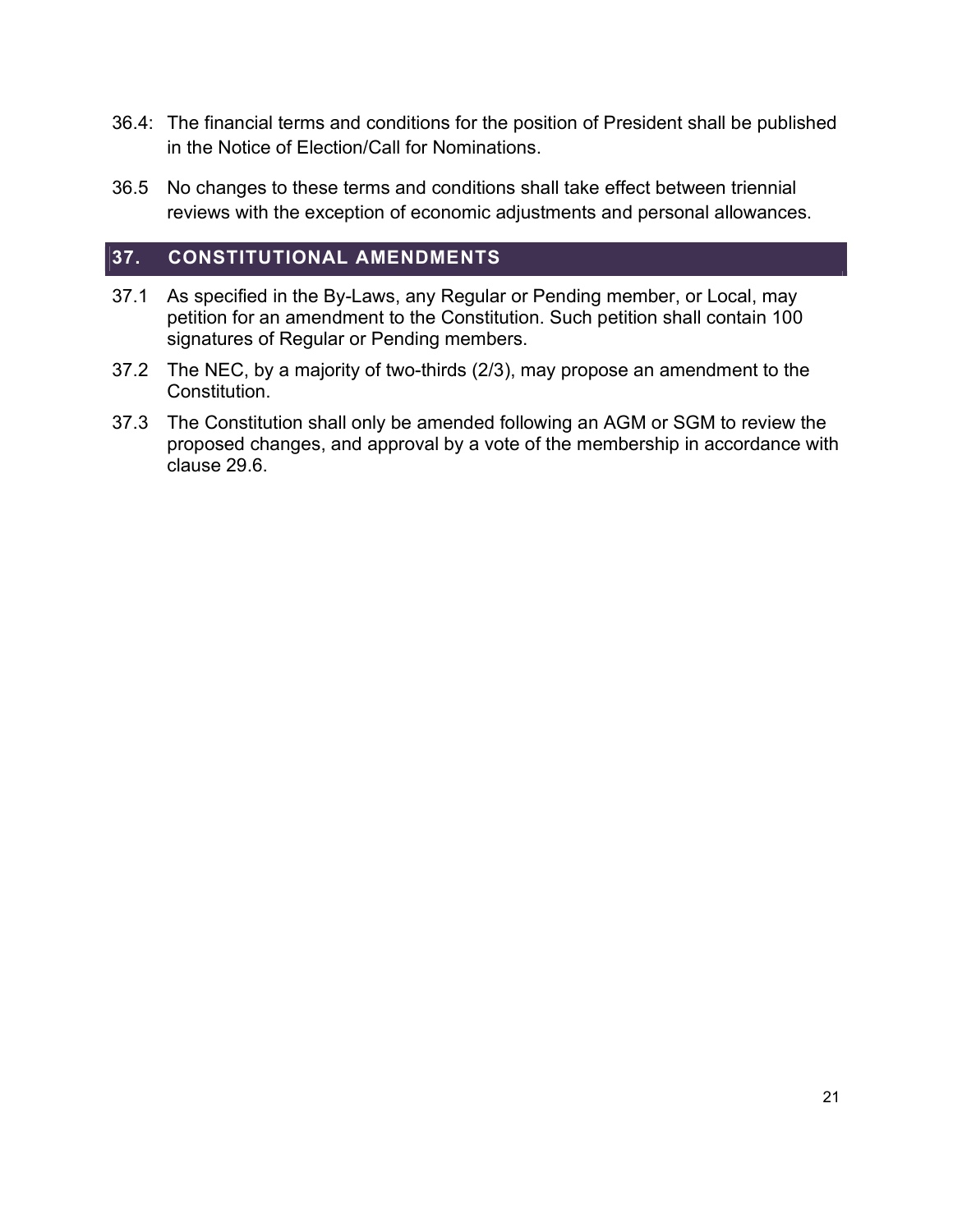36.4: The financial terms and conditions for the position of President shall be published in the Notice of Election/Call for Nominations.

36.5 No changes to these terms and conditions shall take effect between triennial reviews with the exception of economic adjustments and personal allowances.

## 37. CONSTITUTIONAL AMENDMENTS

37.1 As specified in the By-Laws, any Regular or Pending member, or Local, may petition for an amendment to the Constitution. Such petition shall contain 100 signatures of Regular or Pending members.

37.2 The NEC, by a majority of two-thirds (2/3), may propose an amendment to the Constitution.

37.3 The Constitution shall only be amended following an AGM or SGM to review the proposed changes, and approval by a vote of the membership in accordance with clause 29.6.